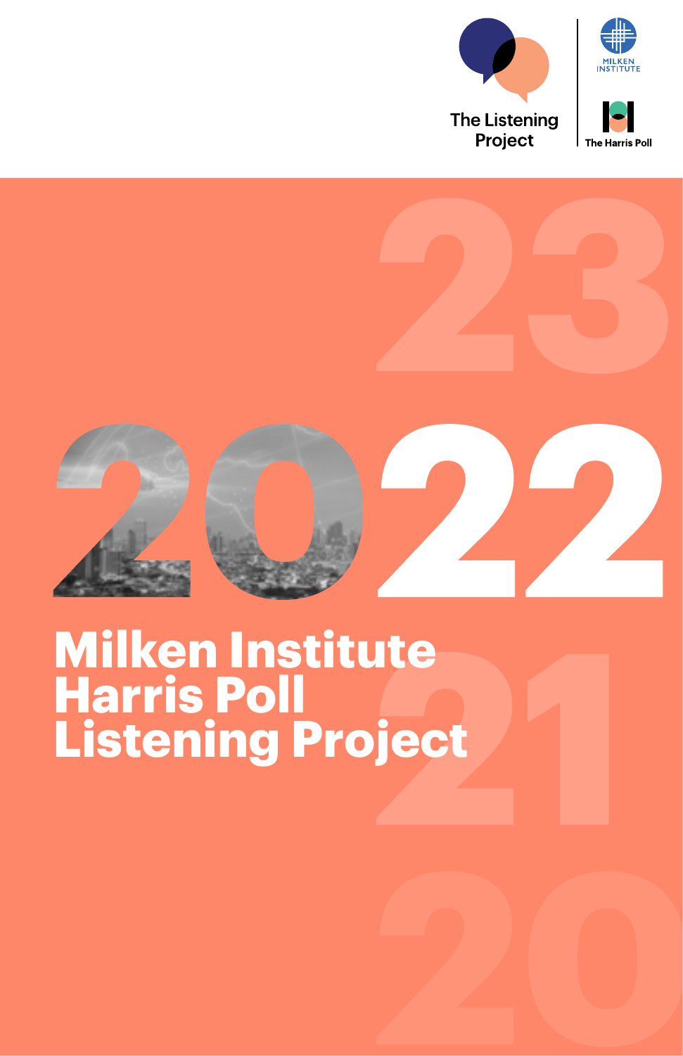The Listening Project

MILKEN INSTITUTE

The Harris Poll

23

2022

# Milken Institute Harris Poll Listening Project

21

20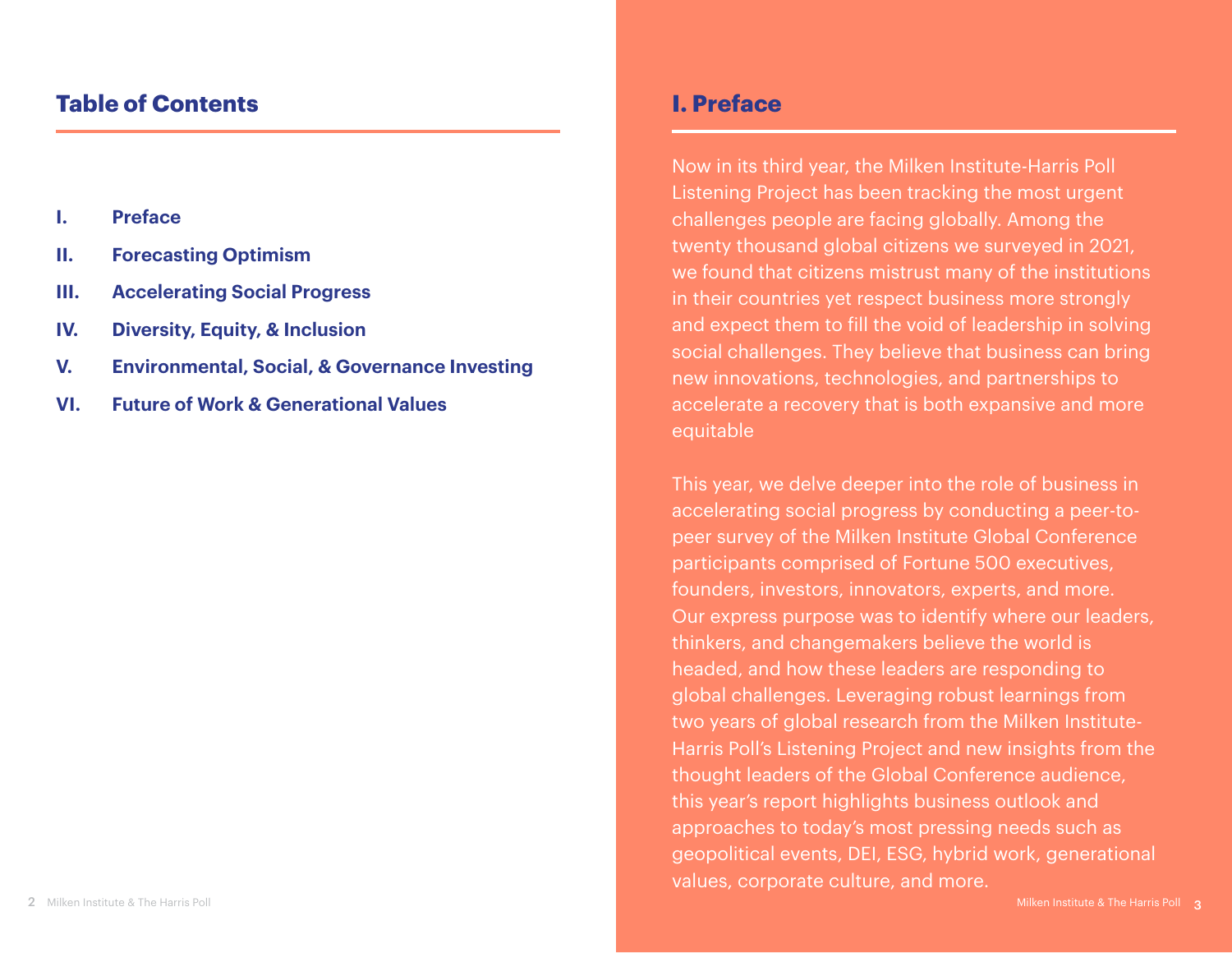## Table of Contents

I. Preface

II. Forecasting Optimism

III. Accelerating Social Progress

IV. Diversity, Equity, & Inclusion

V. Environmental, Social, & Governance Investing

VI. Future of Work & Generational Values

## I. Preface

Now in its third year, the Milken Institute-Harris Poll Listening Project has been tracking the most urgent challenges people are facing globally. Among the twenty thousand global citizens we surveyed in 2021, we found that citizens mistrust many of the institutions in their countries yet respect business more strongly and expect them to fill the void of leadership in solving social challenges. They believe that business can bring new innovations, technologies, and partnerships to accelerate a recovery that is both expansive and more equitable

This year, we delve deeper into the role of business in accelerating social progress by conducting a peer-to-peer survey of the Milken Institute Global Conference participants comprised of Fortune 500 executives, founders, investors, innovators, experts, and more. Our express purpose was to identify where our leaders, thinkers, and changemakers believe the world is headed, and how these leaders are responding to global challenges. Leveraging robust learnings from two years of global research from the Milken Institute-Harris Poll's Listening Project and new insights from the thought leaders of the Global Conference audience, this year's report highlights business outlook and approaches to today's most pressing needs such as geopolitical events, DEI, ESG, hybrid work, generational values, corporate culture, and more.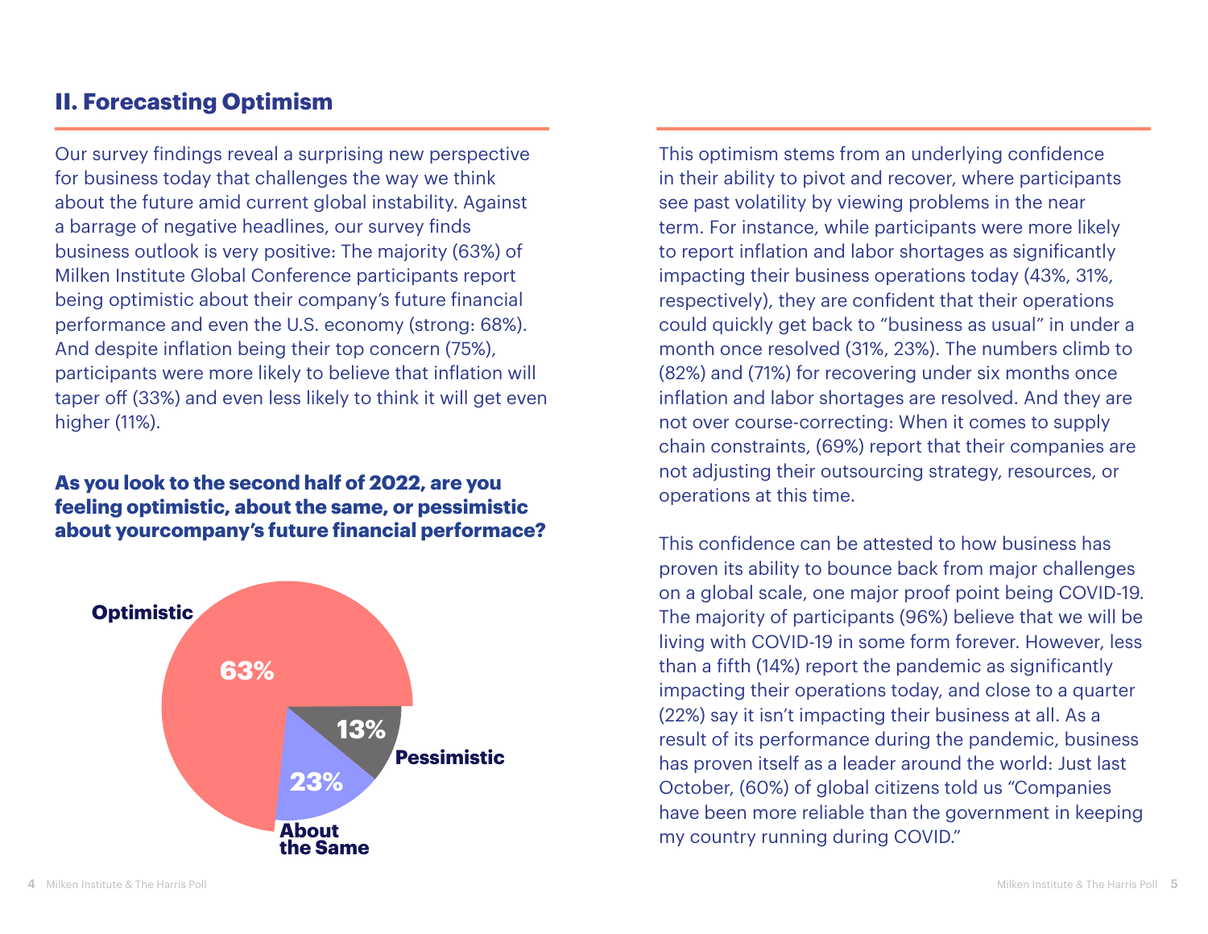## II. Forecasting Optimism

Our survey findings reveal a surprising new perspective for business today that challenges the way we think about the future amid current global instability. Against a barrage of negative headlines, our survey finds business outlook is very positive: The majority (63%) of Milken Institute Global Conference participants report being optimistic about their company's future financial performance and even the U.S. economy (strong: 68%). And despite inflation being their top concern (75%), participants were more likely to believe that inflation will taper off (33%) and even less likely to think it will get even higher (11%).

**As you look to the second half of 2022, are you feeling optimistic, about the same, or pessimistic about yourcompany's future financial performace?**

| Response | Percentage |
| --- | --- |
| Optimistic | 63% |
| About the Same | 23% |
| Pessimistic | 13% |

This optimism stems from an underlying confidence in their ability to pivot and recover, where participants see past volatility by viewing problems in the near term. For instance, while participants were more likely to report inflation and labor shortages as significantly impacting their business operations today (43%, 31%, respectively), they are confident that their operations could quickly get back to "business as usual" in under a month once resolved (31%, 23%). The numbers climb to (82%) and (71%) for recovering under six months once inflation and labor shortages are resolved. And they are not over course-correcting: When it comes to supply chain constraints, (69%) report that their companies are not adjusting their outsourcing strategy, resources, or operations at this time.

This confidence can be attested to how business has proven its ability to bounce back from major challenges on a global scale, one major proof point being COVID-19. The majority of participants (96%) believe that we will be living with COVID-19 in some form forever. However, less than a fifth (14%) report the pandemic as significantly impacting their operations today, and close to a quarter (22%) say it isn't impacting their business at all. As a result of its performance during the pandemic, business has proven itself as a leader around the world: Just last October, (60%) of global citizens told us "Companies have been more reliable than the government in keeping my country running during COVID."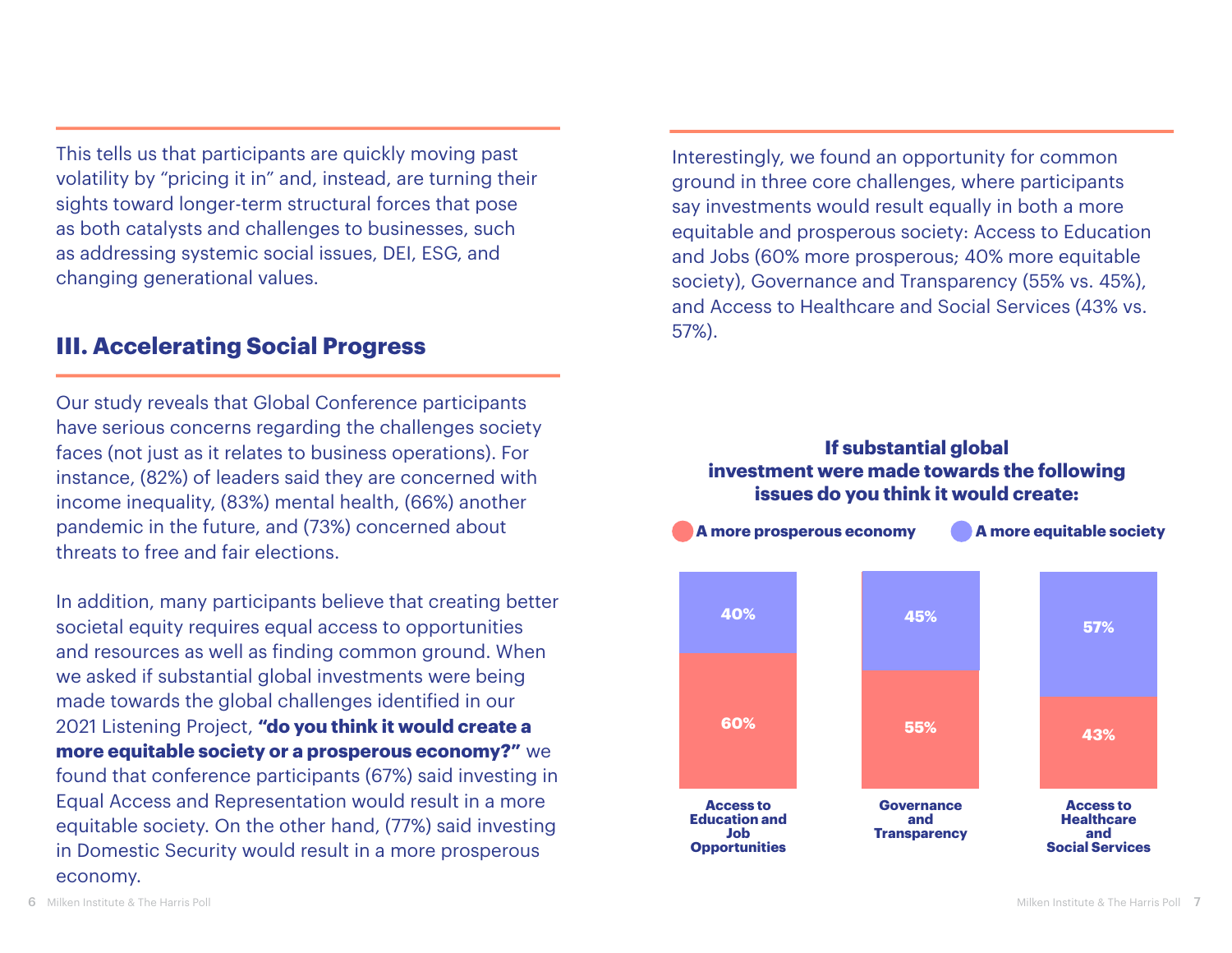This tells us that participants are quickly moving past volatility by "pricing it in" and, instead, are turning their sights toward longer-term structural forces that pose as both catalysts and challenges to businesses, such as addressing systemic social issues, DEI, ESG, and changing generational values.

## III. Accelerating Social Progress

Our study reveals that Global Conference participants have serious concerns regarding the challenges society faces (not just as it relates to business operations). For instance, (82%) of leaders said they are concerned with income inequality, (83%) mental health, (66%) another pandemic in the future, and (73%) concerned about threats to free and fair elections.

In addition, many participants believe that creating better societal equity requires equal access to opportunities and resources as well as finding common ground. When we asked if substantial global investments were being made towards the global challenges identified in our 2021 Listening Project, **"do you think it would create a more equitable society or a prosperous economy?"** we found that conference participants (67%) said investing in Equal Access and Representation would result in a more equitable society. On the other hand, (77%) said investing in Domestic Security would result in a more prosperous economy.

Interestingly, we found an opportunity for common ground in three core challenges, where participants say investments would result equally in both a more equitable and prosperous society: Access to Education and Jobs (60% more prosperous; 40% more equitable society), Governance and Transparency (55% vs. 45%), and Access to Healthcare and Social Services (43% vs. 57%).

**If substantial global investment were made towards the following issues do you think it would create:**

| | A more prosperous economy | A more equitable society |
|---|---|---|
| Access to Education and Job Opportunities | 60% | 40% |
| Governance and Transparency | 55% | 45% |
| Access to Healthcare and Social Services | 43% | 57% |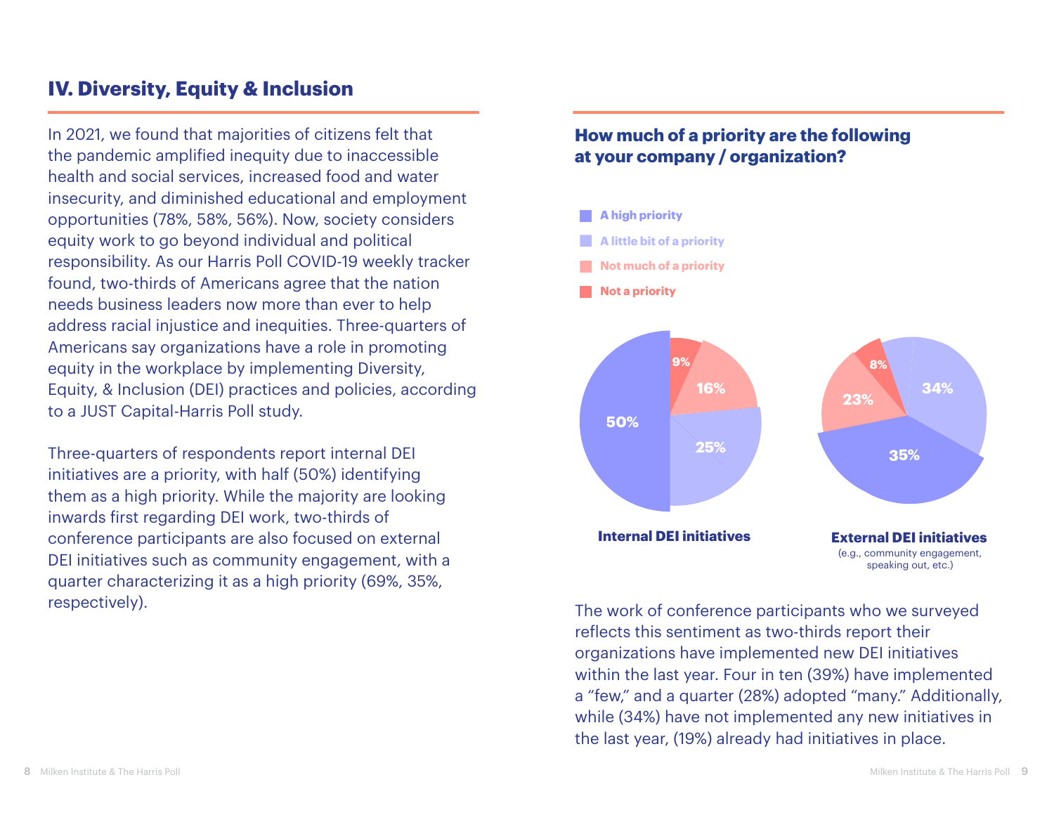## IV. Diversity, Equity & Inclusion

In 2021, we found that majorities of citizens felt that the pandemic amplified inequity due to inaccessible health and social services, increased food and water insecurity, and diminished educational and employment opportunities (78%, 58%, 56%). Now, society considers equity work to go beyond individual and political responsibility. As our Harris Poll COVID-19 weekly tracker found, two-thirds of Americans agree that the nation needs business leaders now more than ever to help address racial injustice and inequities. Three-quarters of Americans say organizations have a role in promoting equity in the workplace by implementing Diversity, Equity, & Inclusion (DEI) practices and policies, according to a JUST Capital-Harris Poll study.

Three-quarters of respondents report internal DEI initiatives are a priority, with half (50%) identifying them as a high priority. While the majority are looking inwards first regarding DEI work, two-thirds of conference participants are also focused on external DEI initiatives such as community engagement, with a quarter characterizing it as a high priority (69%, 35%, respectively).

### How much of a priority are the following at your company / organization?

| | A high priority | A little bit of a priority | Not much of a priority | Not a priority |
|---|---|---|---|---|
| Internal DEI initiatives | 50% | 25% | 16% | 9% |
| External DEI initiatives (e.g., community engagement, speaking out, etc.) | 35% | 34% | 23% | 8% |

The work of conference participants who we surveyed reflects this sentiment as two-thirds report their organizations have implemented new DEI initiatives within the last year. Four in ten (39%) have implemented a "few," and a quarter (28%) adopted "many." Additionally, while (34%) have not implemented any new initiatives in the last year, (19%) already had initiatives in place.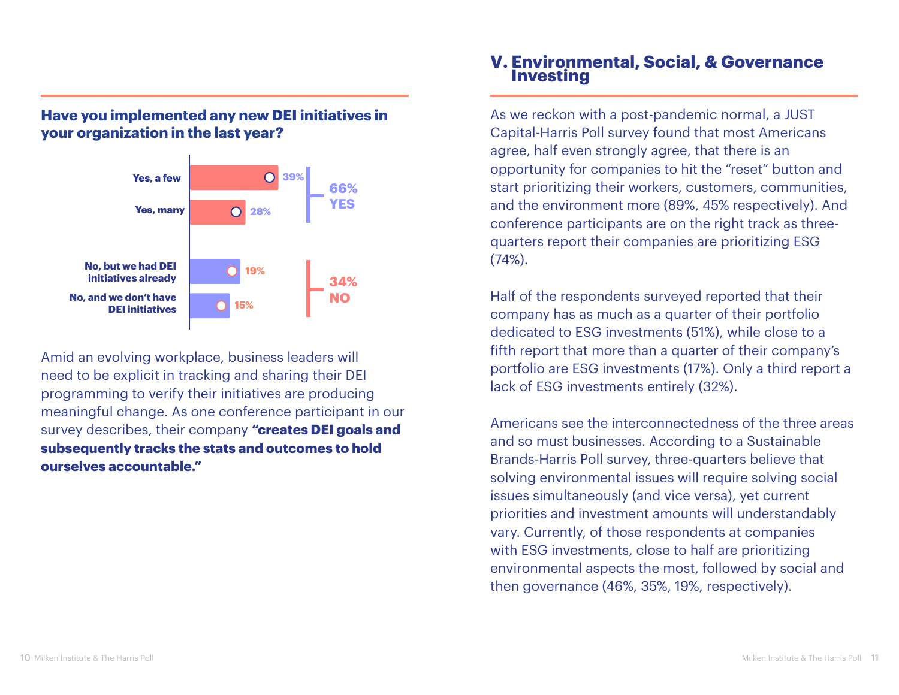### Have you implemented any new DEI initiatives in your organization in the last year?

| Response | % | |
|---|---|---|
| Yes, a few | 39% | 66% YES |
| Yes, many | 28% | |
| No, but we had DEI initiatives already | 19% | 34% NO |
| No, and we don't have DEI initiatives | 15% | |

Amid an evolving workplace, business leaders will need to be explicit in tracking and sharing their DEI programming to verify their initiatives are producing meaningful change. As one conference participant in our survey describes, their company **"creates DEI goals and subsequently tracks the stats and outcomes to hold ourselves accountable."**

## V. Environmental, Social, & Governance Investing

As we reckon with a post-pandemic normal, a JUST Capital-Harris Poll survey found that most Americans agree, half even strongly agree, that there is an opportunity for companies to hit the "reset" button and start prioritizing their workers, customers, communities, and the environment more (89%, 45% respectively). And conference participants are on the right track as three-quarters report their companies are prioritizing ESG (74%).

Half of the respondents surveyed reported that their company has as much as a quarter of their portfolio dedicated to ESG investments (51%), while close to a fifth report that more than a quarter of their company's portfolio are ESG investments (17%). Only a third report a lack of ESG investments entirely (32%).

Americans see the interconnectedness of the three areas and so must businesses. According to a Sustainable Brands-Harris Poll survey, three-quarters believe that solving environmental issues will require solving social issues simultaneously (and vice versa), yet current priorities and investment amounts will understandably vary. Currently, of those respondents at companies with ESG investments, close to half are prioritizing environmental aspects the most, followed by social and then governance (46%, 35%, 19%, respectively).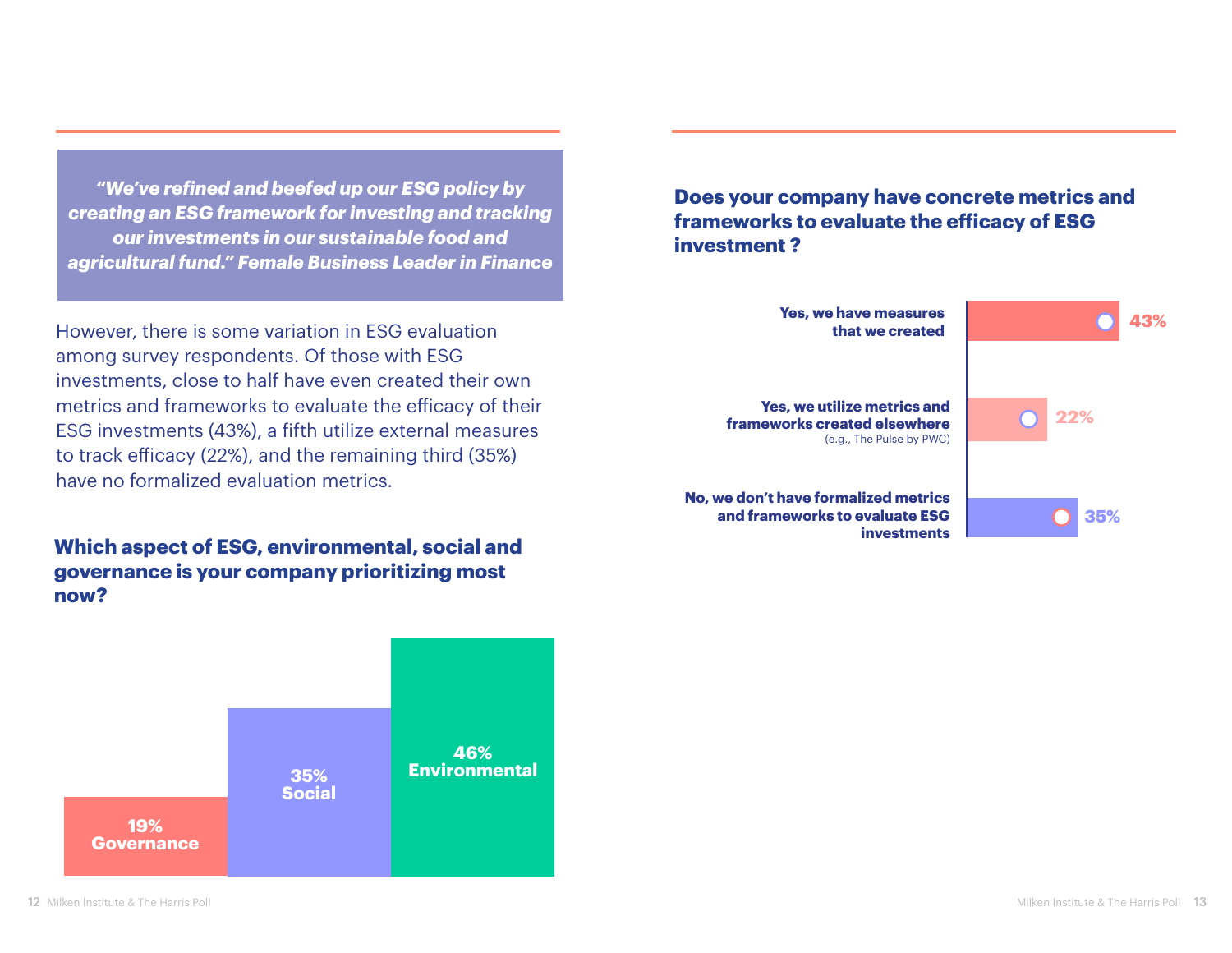> ***"We've refined and beefed up our ESG policy by creating an ESG framework for investing and tracking our investments in our sustainable food and agricultural fund." Female Business Leader in Finance***

However, there is some variation in ESG evaluation among survey respondents. Of those with ESG investments, close to half have even created their own metrics and frameworks to evaluate the efficacy of their ESG investments (43%), a fifth utilize external measures to track efficacy (22%), and the remaining third (35%) have no formalized evaluation metrics.

### Which aspect of ESG, environmental, social and governance is your company prioritizing most now?

| Aspect | Percentage |
|---|---|
| Governance | 19% |
| Social | 35% |
| Environmental | 46% |

### Does your company have concrete metrics and frameworks to evaluate the efficacy of ESG investment ?

| Response | Percentage |
|---|---|
| Yes, we have measures that we created | 43% |
| Yes, we utilize metrics and frameworks created elsewhere (e.g., The Pulse by PWC) | 22% |
| No, we don't have formalized metrics and frameworks to evaluate ESG investments | 35% |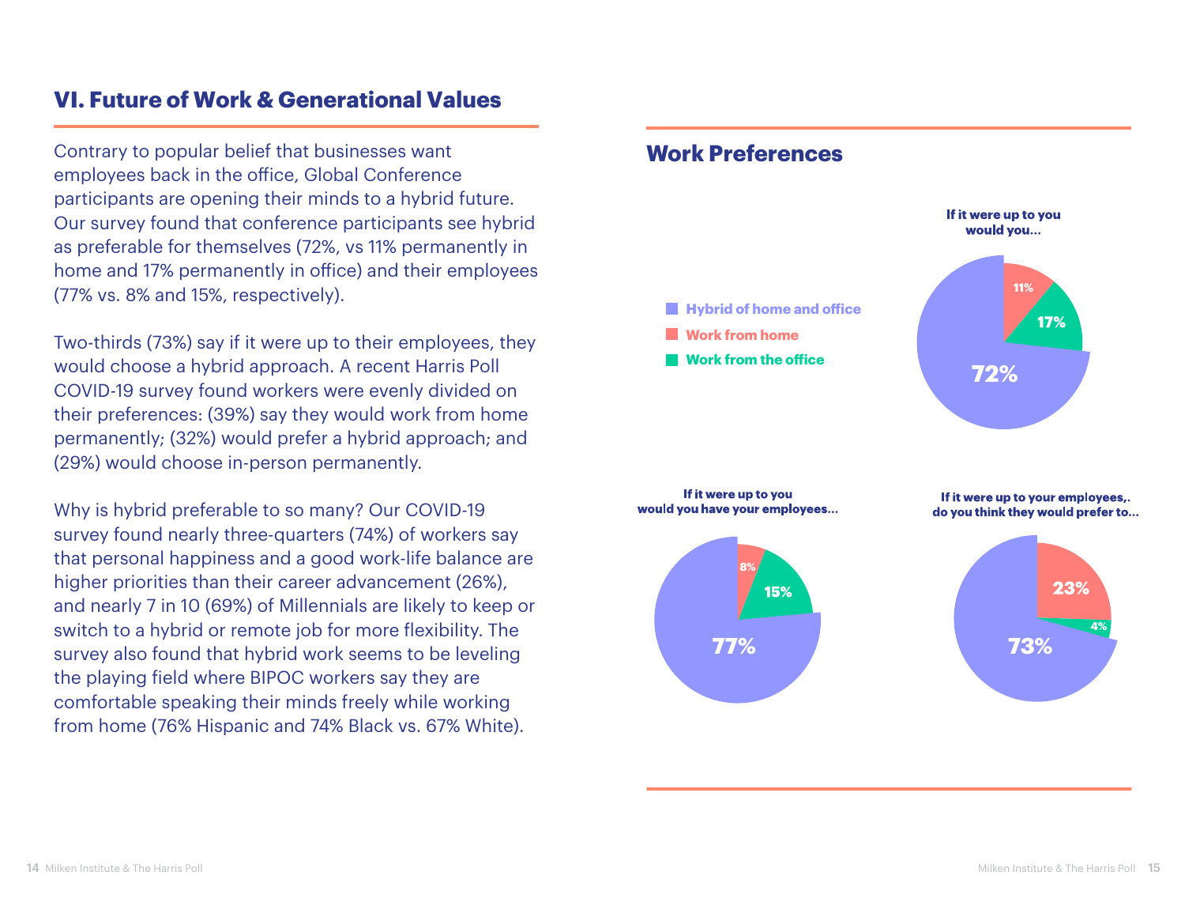## VI. Future of Work & Generational Values

Contrary to popular belief that businesses want employees back in the office, Global Conference participants are opening their minds to a hybrid future. Our survey found that conference participants see hybrid as preferable for themselves (72%, vs 11% permanently in home and 17% permanently in office) and their employees (77% vs. 8% and 15%, respectively).

Two-thirds (73%) say if it were up to their employees, they would choose a hybrid approach. A recent Harris Poll COVID-19 survey found workers were evenly divided on their preferences: (39%) say they would work from home permanently; (32%) would prefer a hybrid approach; and (29%) would choose in-person permanently.

Why is hybrid preferable to so many? Our COVID-19 survey found nearly three-quarters (74%) of workers say that personal happiness and a good work-life balance are higher priorities than their career advancement (26%), and nearly 7 in 10 (69%) of Millennials are likely to keep or switch to a hybrid or remote job for more flexibility. The survey also found that hybrid work seems to be leveling the playing field where BIPOC workers say they are comfortable speaking their minds freely while working from home (76% Hispanic and 74% Black vs. 67% White).

### Work Preferences

- Hybrid of home and office
- Work from home
- Work from the office

**If it were up to you would you...**

| Preference | % |
|---|---|
| Hybrid of home and office | 72% |
| Work from home | 11% |
| Work from the office | 17% |

**If it were up to you would you have your employees...**

| Preference | % |
|---|---|
| Hybrid of home and office | 77% |
| Work from home | 8% |
| Work from the office | 15% |

**If it were up to your employees,. do you think they would prefer to...**

| Preference | % |
|---|---|
| Hybrid of home and office | 73% |
| Work from home | 23% |
| Work from the office | 4% |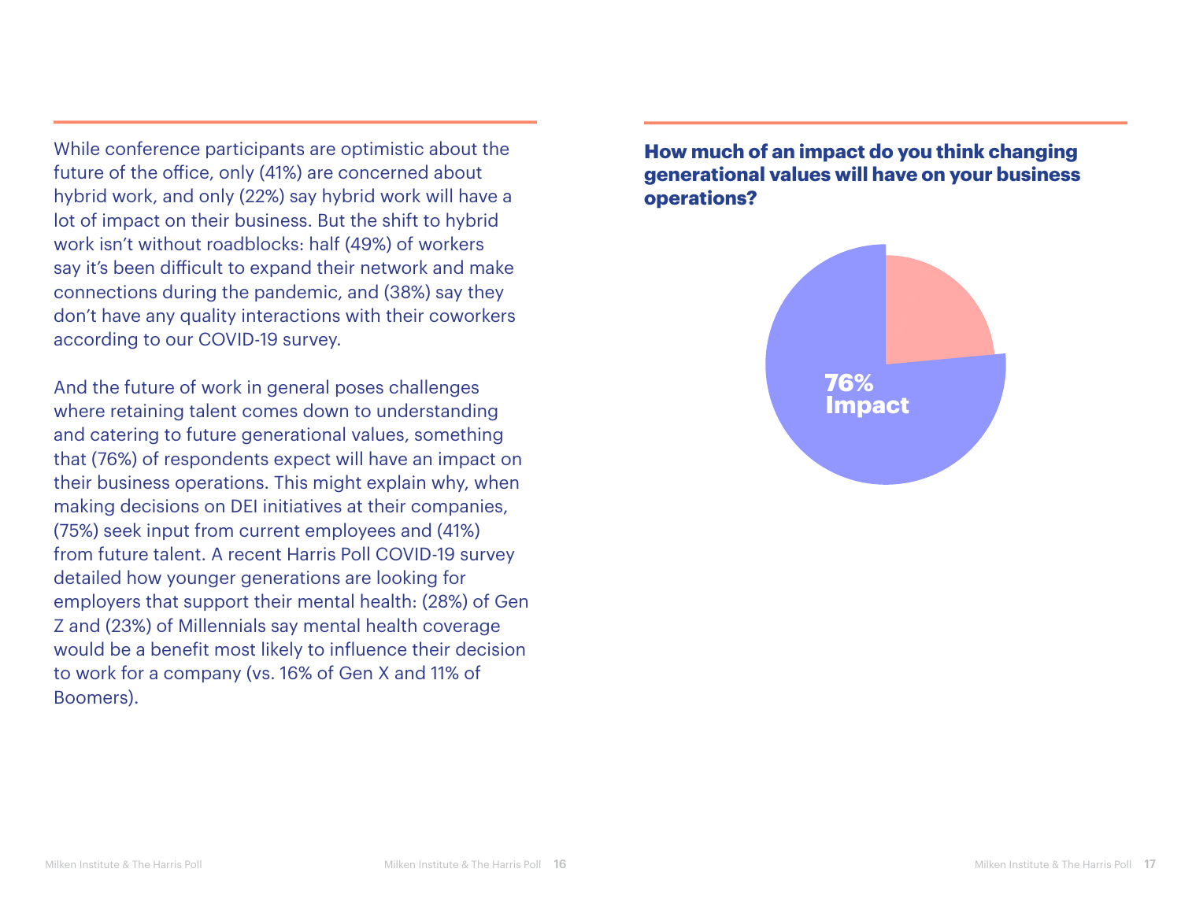While conference participants are optimistic about the future of the office, only (41%) are concerned about hybrid work, and only (22%) say hybrid work will have a lot of impact on their business. But the shift to hybrid work isn't without roadblocks: half (49%) of workers say it's been difficult to expand their network and make connections during the pandemic, and (38%) say they don't have any quality interactions with their coworkers according to our COVID-19 survey.

And the future of work in general poses challenges where retaining talent comes down to understanding and catering to future generational values, something that (76%) of respondents expect will have an impact on their business operations. This might explain why, when making decisions on DEI initiatives at their companies, (75%) seek input from current employees and (41%) from future talent. A recent Harris Poll COVID-19 survey detailed how younger generations are looking for employers that support their mental health: (28%) of Gen Z and (23%) of Millennials say mental health coverage would be a benefit most likely to influence their decision to work for a company (vs. 16% of Gen X and 11% of Boomers).

**How much of an impact do you think changing generational values will have on your business operations?**

76%
Impact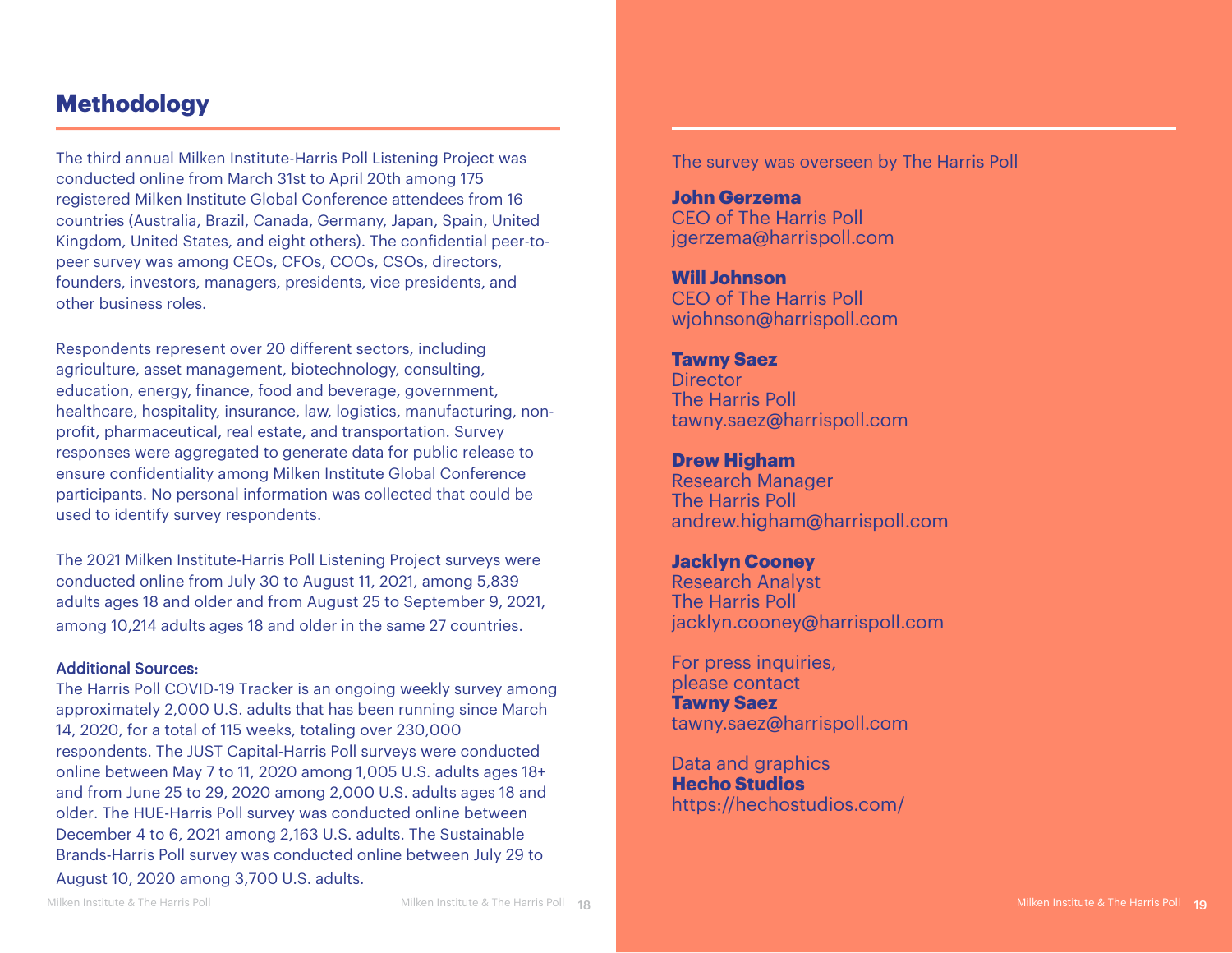# Methodology

The third annual Milken Institute-Harris Poll Listening Project was conducted online from March 31st to April 20th among 175 registered Milken Institute Global Conference attendees from 16 countries (Australia, Brazil, Canada, Germany, Japan, Spain, United Kingdom, United States, and eight others). The confidential peer-to-peer survey was among CEOs, CFOs, COOs, CSOs, directors, founders, investors, managers, presidents, vice presidents, and other business roles.

Respondents represent over 20 different sectors, including agriculture, asset management, biotechnology, consulting, education, energy, finance, food and beverage, government, healthcare, hospitality, insurance, law, logistics, manufacturing, non-profit, pharmaceutical, real estate, and transportation. Survey responses were aggregated to generate data for public release to ensure confidentiality among Milken Institute Global Conference participants. No personal information was collected that could be used to identify survey respondents.

The 2021 Milken Institute-Harris Poll Listening Project surveys were conducted online from July 30 to August 11, 2021, among 5,839 adults ages 18 and older and from August 25 to September 9, 2021, among 10,214 adults ages 18 and older in the same 27 countries.

**Additional Sources:**

The Harris Poll COVID-19 Tracker is an ongoing weekly survey among approximately 2,000 U.S. adults that has been running since March 14, 2020, for a total of 115 weeks, totaling over 230,000 respondents. The JUST Capital-Harris Poll surveys were conducted online between May 7 to 11, 2020 among 1,005 U.S. adults ages 18+ and from June 25 to 29, 2020 among 2,000 U.S. adults ages 18 and older. The HUE-Harris Poll survey was conducted online between December 4 to 6, 2021 among 2,163 U.S. adults. The Sustainable Brands-Harris Poll survey was conducted online between July 29 to August 10, 2020 among 3,700 U.S. adults.

The survey was overseen by The Harris Poll

**John Gerzema**
CEO of The Harris Poll
jgerzema@harrispoll.com

**Will Johnson**
CEO of The Harris Poll
wjohnson@harrispoll.com

**Tawny Saez**
Director
The Harris Poll
tawny.saez@harrispoll.com

**Drew Higham**
Research Manager
The Harris Poll
andrew.higham@harrispoll.com

**Jacklyn Cooney**
Research Analyst
The Harris Poll
jacklyn.cooney@harrispoll.com

For press inquiries,
please contact
**Tawny Saez**
tawny.saez@harrispoll.com

Data and graphics
**Hecho Studios**
https://hechostudios.com/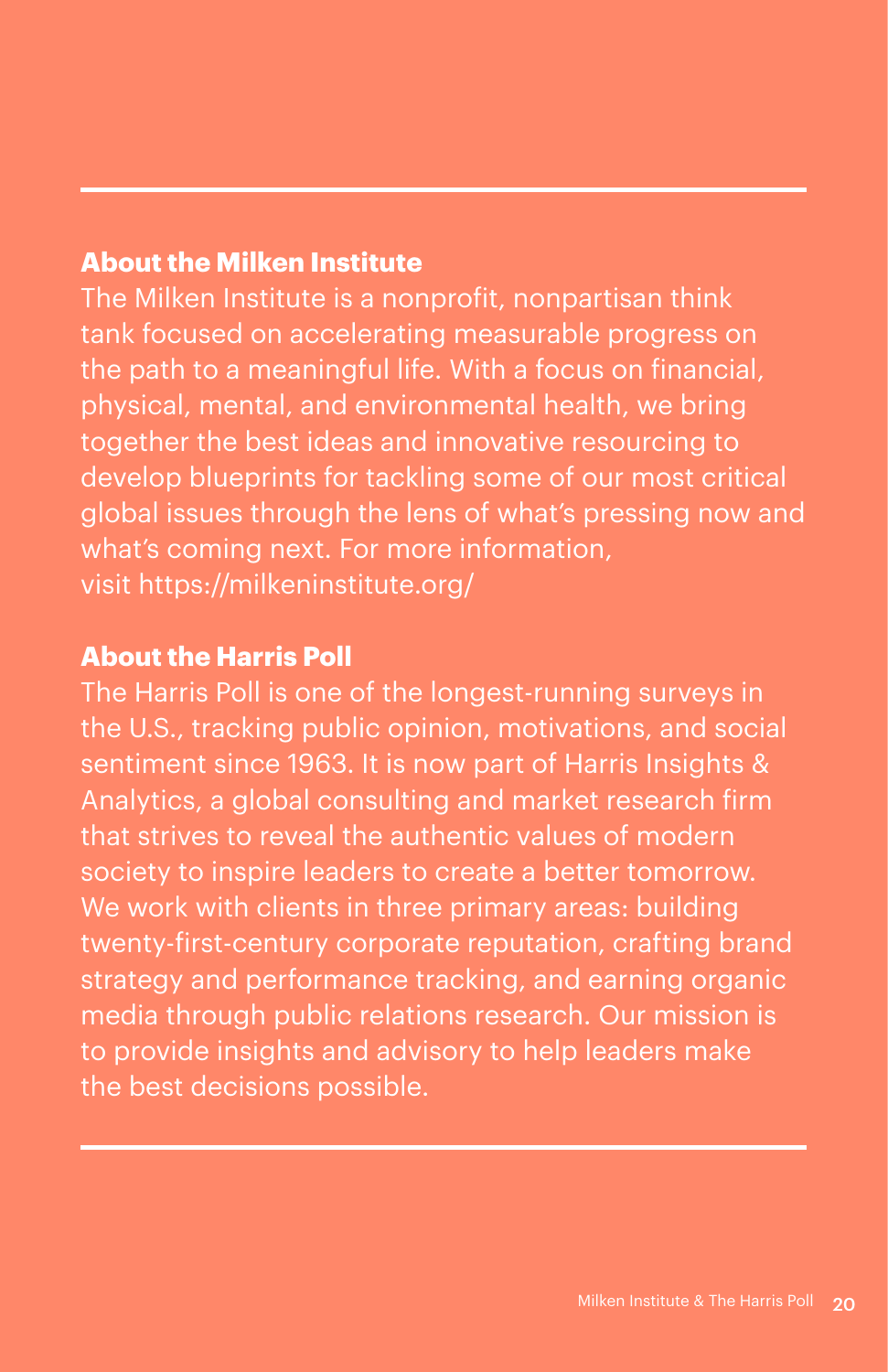## About the Milken Institute

The Milken Institute is a nonprofit, nonpartisan think tank focused on accelerating measurable progress on the path to a meaningful life. With a focus on financial, physical, mental, and environmental health, we bring together the best ideas and innovative resourcing to develop blueprints for tackling some of our most critical global issues through the lens of what's pressing now and what's coming next. For more information, visit https://milkeninstitute.org/

## About the Harris Poll

The Harris Poll is one of the longest-running surveys in the U.S., tracking public opinion, motivations, and social sentiment since 1963. It is now part of Harris Insights & Analytics, a global consulting and market research firm that strives to reveal the authentic values of modern society to inspire leaders to create a better tomorrow. We work with clients in three primary areas: building twenty-first-century corporate reputation, crafting brand strategy and performance tracking, and earning organic media through public relations research. Our mission is to provide insights and advisory to help leaders make the best decisions possible.